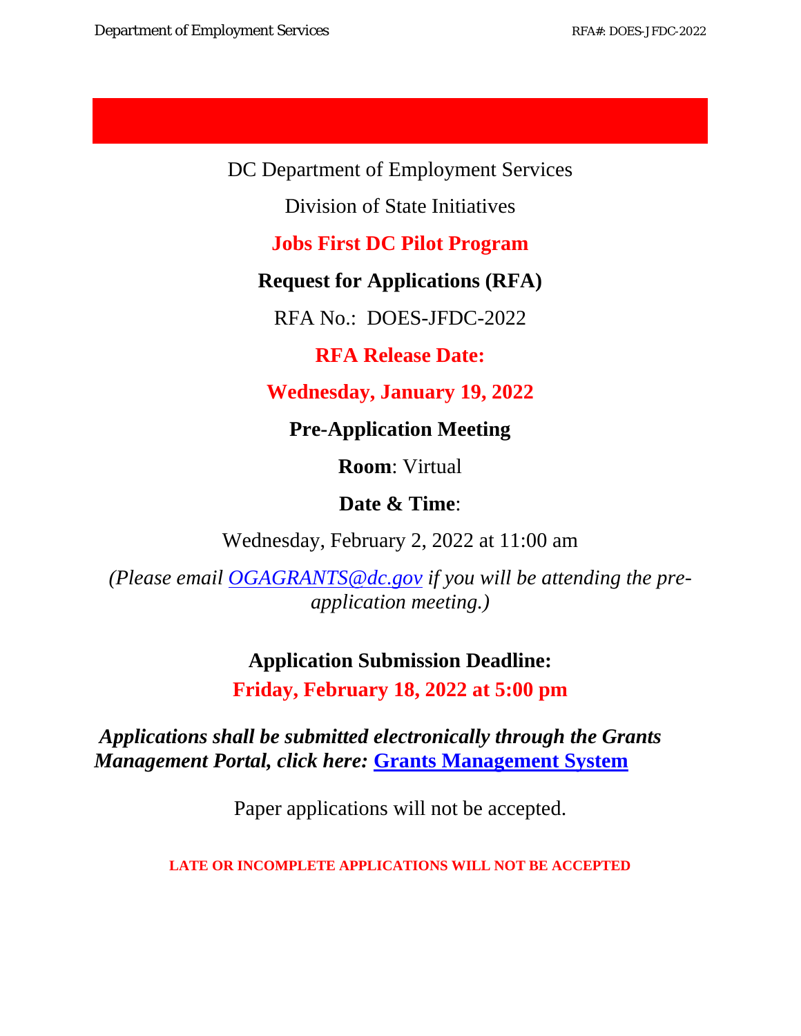DC Department of Employment Services

Division of State Initiatives

# Jobs First DC Pilot Program

## Request for Applications (RFA)

RFA No.: DOES-JFDC-2022

**RFA Release Date:**

**Wednesday, January 19, 2022**

**Pre-Application Meeting**

**Room**: Virtual

**Date & Time**:

Wednesday, February 2, 2022 at 11:00 am

*(Please email [OGAGRANTS@dc.gov](mailto:OGAGRANTS@dc.gov) if you will be attending the pre-application meeting.)*

**Application Submission Deadline:**

**Friday, February 18, 2022 at 5:00 pm**

***Applications shall be submitted electronically through the Grants Management Portal, click here:*** **Grants Management System**

Paper applications will not be accepted.

**LATE OR INCOMPLETE APPLICATIONS WILL NOT BE ACCEPTED**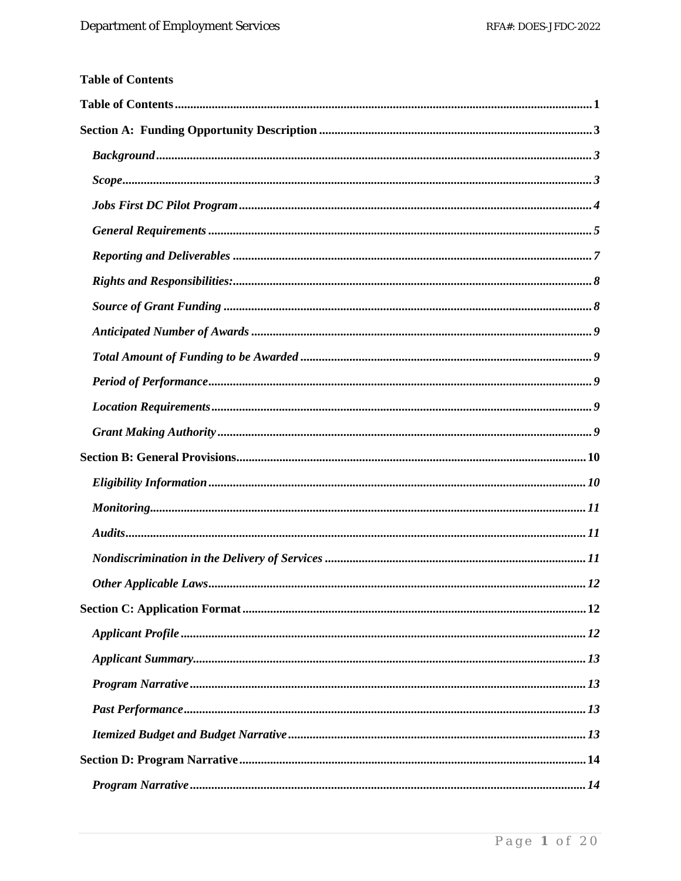**Table of Contents**

**Table of Contents** .......... **1**

**Section A: Funding Opportunity Description** .......... **3**

- ***Background*** .......... ***3***
- ***Scope*** .......... ***3***
- ***Jobs First DC Pilot Program*** .......... ***4***
- ***General Requirements*** .......... ***5***
- ***Reporting and Deliverables*** .......... ***7***
- ***Rights and Responsibilities:*** .......... ***8***
- ***Source of Grant Funding*** .......... ***8***
- ***Anticipated Number of Awards*** .......... ***9***
- ***Total Amount of Funding to be Awarded*** .......... ***9***
- ***Period of Performance*** .......... ***9***
- ***Location Requirements*** .......... ***9***
- ***Grant Making Authority*** .......... ***9***

**Section B: General Provisions** .......... **10**

- ***Eligibility Information*** .......... ***10***
- ***Monitoring*** .......... ***11***
- ***Audits*** .......... ***11***
- ***Nondiscrimination in the Delivery of Services*** .......... ***11***
- ***Other Applicable Laws*** .......... ***12***

**Section C: Application Format** .......... **12**

- ***Applicant Profile*** .......... ***12***
- ***Applicant Summary*** .......... ***13***
- ***Program Narrative*** .......... ***13***
- ***Past Performance*** .......... ***13***
- ***Itemized Budget and Budget Narrative*** .......... ***13***

**Section D: Program Narrative** .......... **14**

- ***Program Narrative*** .......... ***14***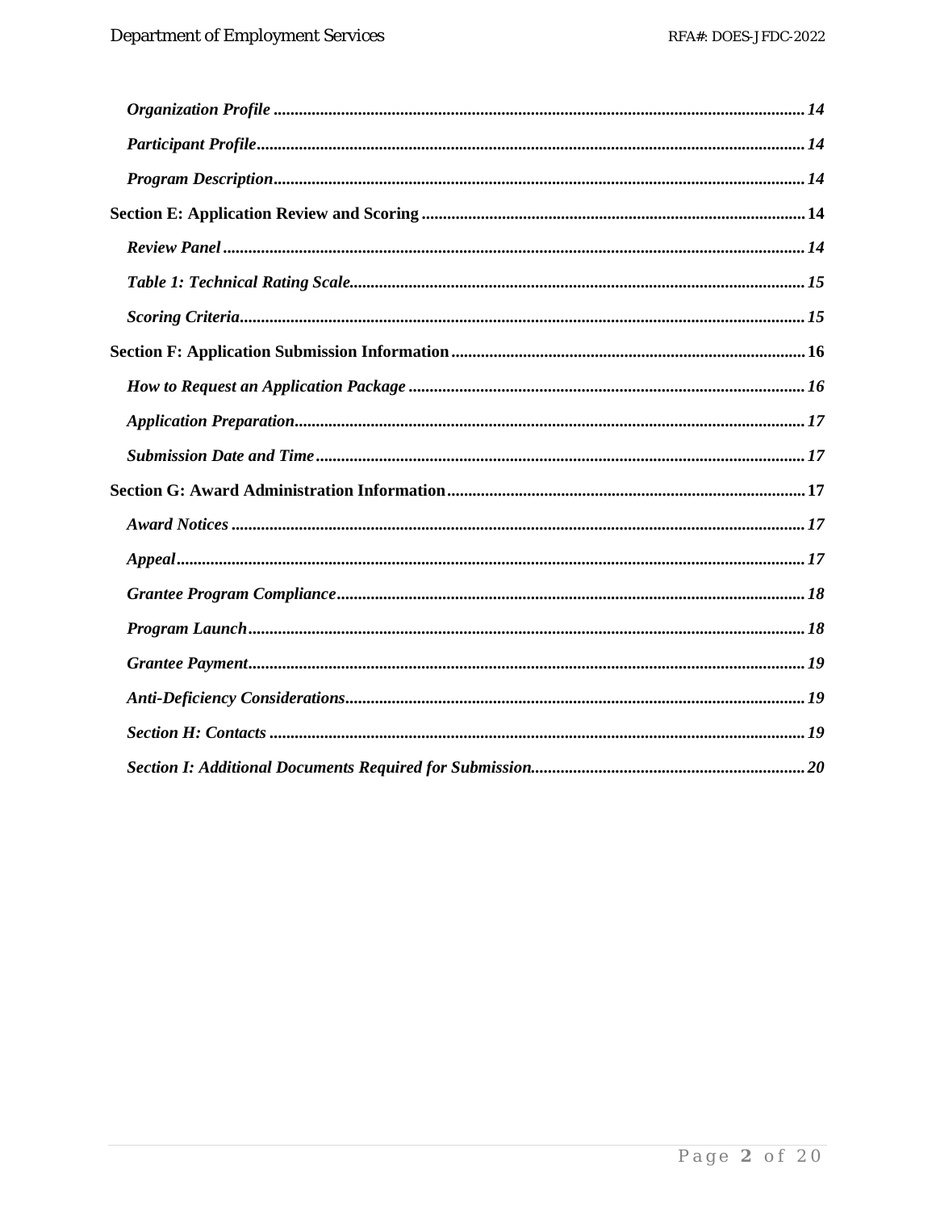*Organization Profile* ................................................................ 14

*Participant Profile* ................................................................ 14

*Program Description* ................................................................ 14

**Section E: Application Review and Scoring** ................................................................ 14

*Review Panel* ................................................................ 14

*Table 1: Technical Rating Scale* ................................................................ 15

*Scoring Criteria* ................................................................ 15

**Section F: Application Submission Information** ................................................................ 16

*How to Request an Application Package* ................................................................ 16

*Application Preparation* ................................................................ 17

*Submission Date and Time* ................................................................ 17

**Section G: Award Administration Information** ................................................................ 17

*Award Notices* ................................................................ 17

*Appeal* ................................................................ 17

*Grantee Program Compliance* ................................................................ 18

*Program Launch* ................................................................ 18

*Grantee Payment* ................................................................ 19

*Anti-Deficiency Considerations* ................................................................ 19

*Section H: Contacts* ................................................................ 19

*Section I: Additional Documents Required for Submission* ................................................................ 20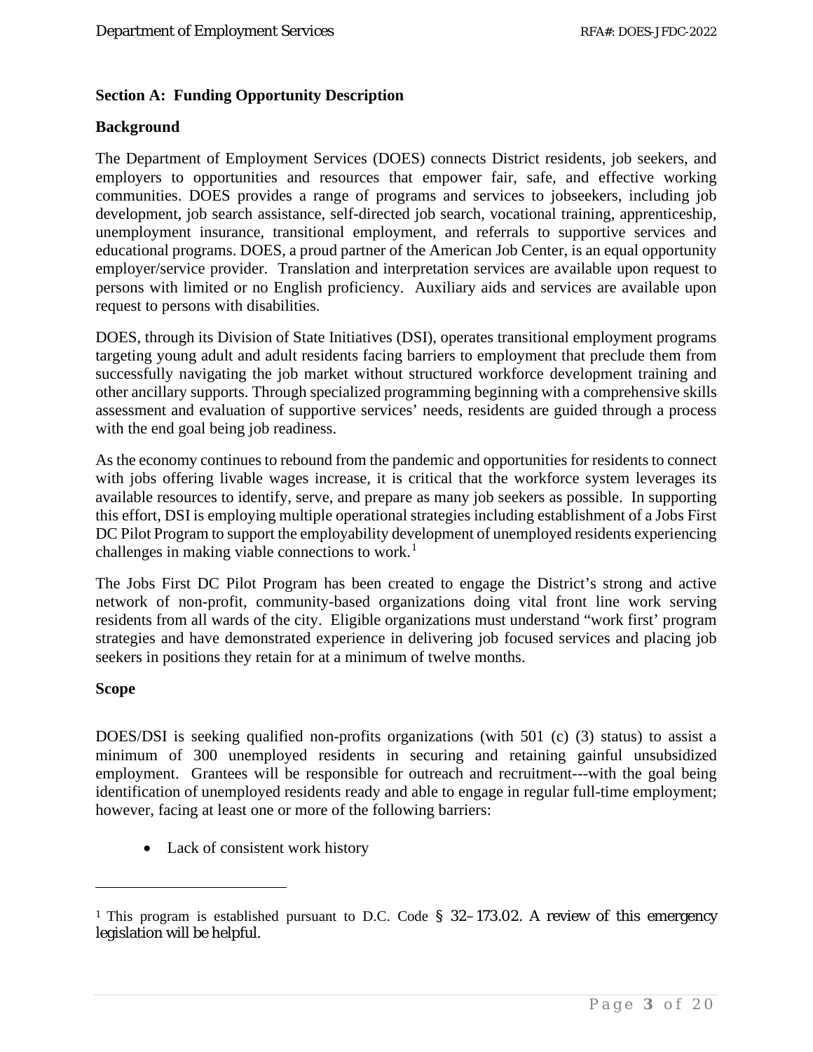**Section A: Funding Opportunity Description**

**Background**

The Department of Employment Services (DOES) connects District residents, job seekers, and employers to opportunities and resources that empower fair, safe, and effective working communities. DOES provides a range of programs and services to jobseekers, including job development, job search assistance, self-directed job search, vocational training, apprenticeship, unemployment insurance, transitional employment, and referrals to supportive services and educational programs. DOES, a proud partner of the American Job Center, is an equal opportunity employer/service provider. Translation and interpretation services are available upon request to persons with limited or no English proficiency. Auxiliary aids and services are available upon request to persons with disabilities.

DOES, through its Division of State Initiatives (DSI), operates transitional employment programs targeting young adult and adult residents facing barriers to employment that preclude them from successfully navigating the job market without structured workforce development training and other ancillary supports. Through specialized programming beginning with a comprehensive skills assessment and evaluation of supportive services' needs, residents are guided through a process with the end goal being job readiness.

As the economy continues to rebound from the pandemic and opportunities for residents to connect with jobs offering livable wages increase, it is critical that the workforce system leverages its available resources to identify, serve, and prepare as many job seekers as possible. In supporting this effort, DSI is employing multiple operational strategies including establishment of a Jobs First DC Pilot Program to support the employability development of unemployed residents experiencing challenges in making viable connections to work.[1]

The Jobs First DC Pilot Program has been created to engage the District's strong and active network of non-profit, community-based organizations doing vital front line work serving residents from all wards of the city. Eligible organizations must understand "work first' program strategies and have demonstrated experience in delivering job focused services and placing job seekers in positions they retain for at a minimum of twelve months.

**Scope**

DOES/DSI is seeking qualified non-profits organizations (with 501 (c) (3) status) to assist a minimum of 300 unemployed residents in securing and retaining gainful unsubsidized employment. Grantees will be responsible for outreach and recruitment---with the goal being identification of unemployed residents ready and able to engage in regular full-time employment; however, facing at least one or more of the following barriers:

- Lack of consistent work history

---

[1] This program is established pursuant to D.C. Code § 32–173.02. A review of this emergency legislation will be helpful.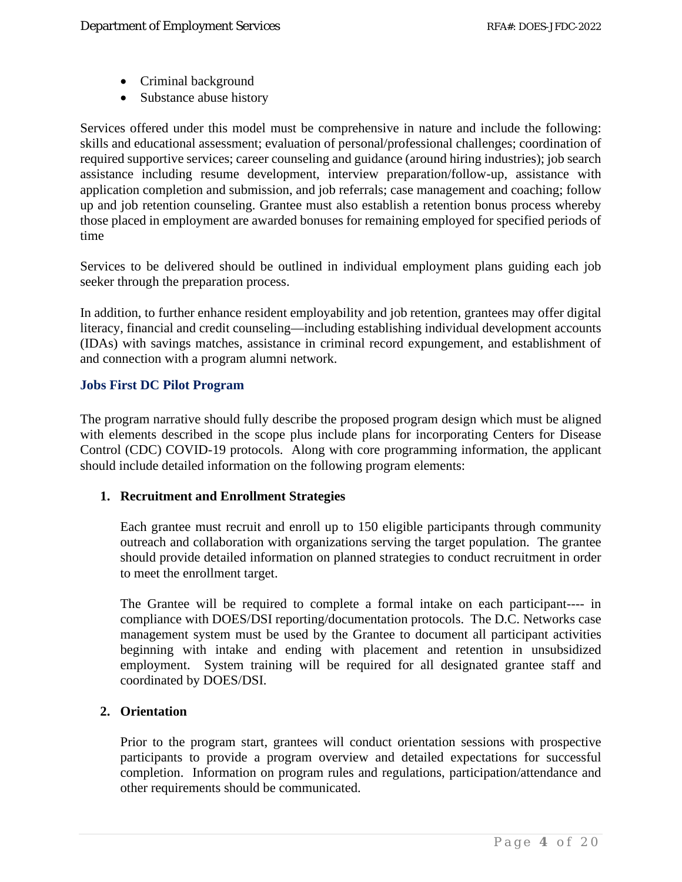- Criminal background
- Substance abuse history

Services offered under this model must be comprehensive in nature and include the following: skills and educational assessment; evaluation of personal/professional challenges; coordination of required supportive services; career counseling and guidance (around hiring industries); job search assistance including resume development, interview preparation/follow-up, assistance with application completion and submission, and job referrals; case management and coaching; follow up and job retention counseling. Grantee must also establish a retention bonus process whereby those placed in employment are awarded bonuses for remaining employed for specified periods of time

Services to be delivered should be outlined in individual employment plans guiding each job seeker through the preparation process.

In addition, to further enhance resident employability and job retention, grantees may offer digital literacy, financial and credit counseling—including establishing individual development accounts (IDAs) with savings matches, assistance in criminal record expungement, and establishment of and connection with a program alumni network.

### Jobs First DC Pilot Program

The program narrative should fully describe the proposed program design which must be aligned with elements described in the scope plus include plans for incorporating Centers for Disease Control (CDC) COVID-19 protocols. Along with core programming information, the applicant should include detailed information on the following program elements:

1. **Recruitment and Enrollment Strategies**

   Each grantee must recruit and enroll up to 150 eligible participants through community outreach and collaboration with organizations serving the target population. The grantee should provide detailed information on planned strategies to conduct recruitment in order to meet the enrollment target.

   The Grantee will be required to complete a formal intake on each participant---- in compliance with DOES/DSI reporting/documentation protocols. The D.C. Networks case management system must be used by the Grantee to document all participant activities beginning with intake and ending with placement and retention in unsubsidized employment. System training will be required for all designated grantee staff and coordinated by DOES/DSI.

2. **Orientation**

   Prior to the program start, grantees will conduct orientation sessions with prospective participants to provide a program overview and detailed expectations for successful completion. Information on program rules and regulations, participation/attendance and other requirements should be communicated.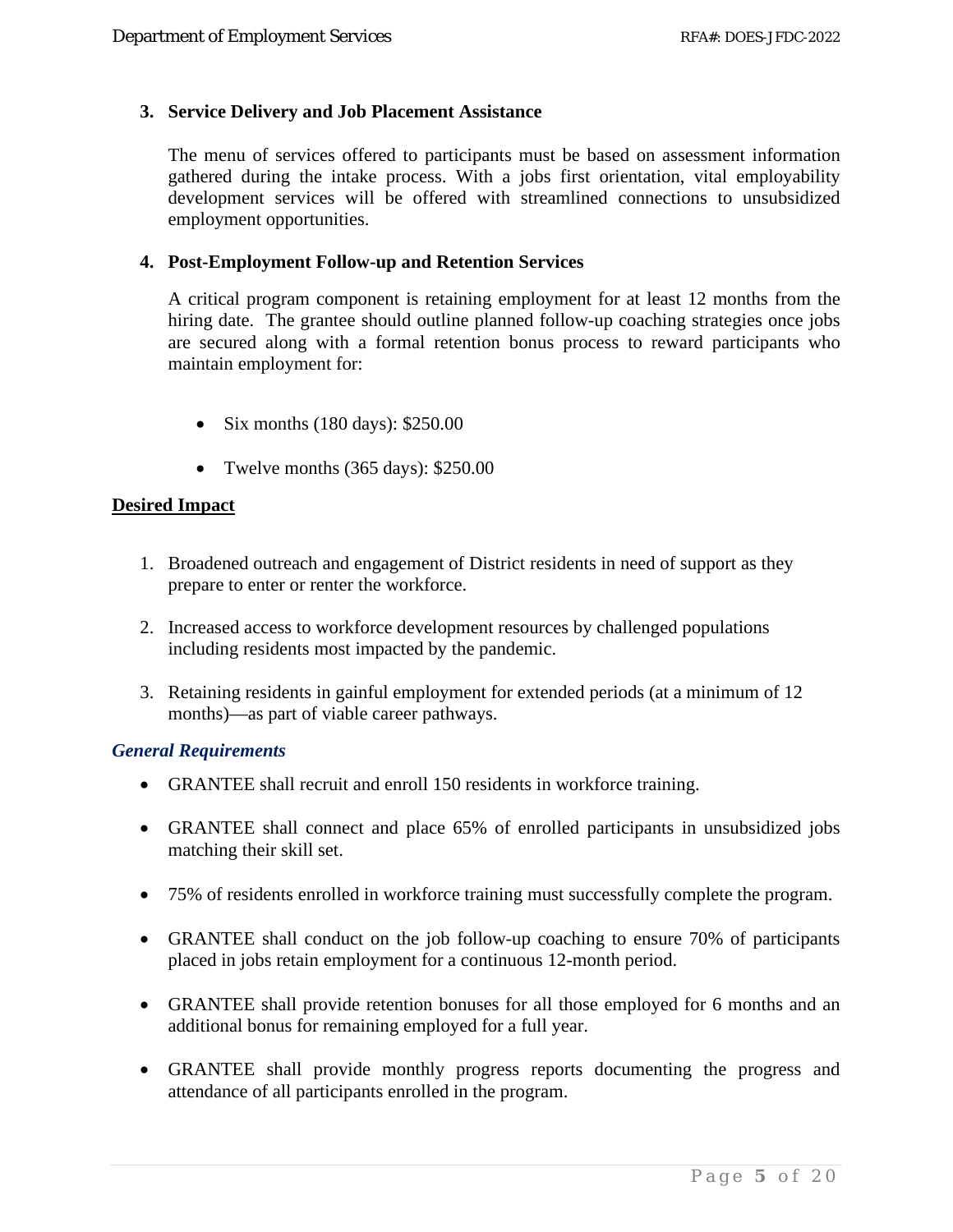3. **Service Delivery and Job Placement Assistance**

   The menu of services offered to participants must be based on assessment information gathered during the intake process. With a jobs first orientation, vital employability development services will be offered with streamlined connections to unsubsidized employment opportunities.

4. **Post-Employment Follow-up and Retention Services**

   A critical program component is retaining employment for at least 12 months from the hiring date. The grantee should outline planned follow-up coaching strategies once jobs are secured along with a formal retention bonus process to reward participants who maintain employment for:

   - Six months (180 days): $250.00
   - Twelve months (365 days): $250.00

**<u>Desired Impact</u>**

1. Broadened outreach and engagement of District residents in need of support as they prepare to enter or renter the workforce.

2. Increased access to workforce development resources by challenged populations including residents most impacted by the pandemic.

3. Retaining residents in gainful employment for extended periods (at a minimum of 12 months)—as part of viable career pathways.

***General Requirements***

- GRANTEE shall recruit and enroll 150 residents in workforce training.
- GRANTEE shall connect and place 65% of enrolled participants in unsubsidized jobs matching their skill set.
- 75% of residents enrolled in workforce training must successfully complete the program.
- GRANTEE shall conduct on the job follow-up coaching to ensure 70% of participants placed in jobs retain employment for a continuous 12-month period.
- GRANTEE shall provide retention bonuses for all those employed for 6 months and an additional bonus for remaining employed for a full year.
- GRANTEE shall provide monthly progress reports documenting the progress and attendance of all participants enrolled in the program.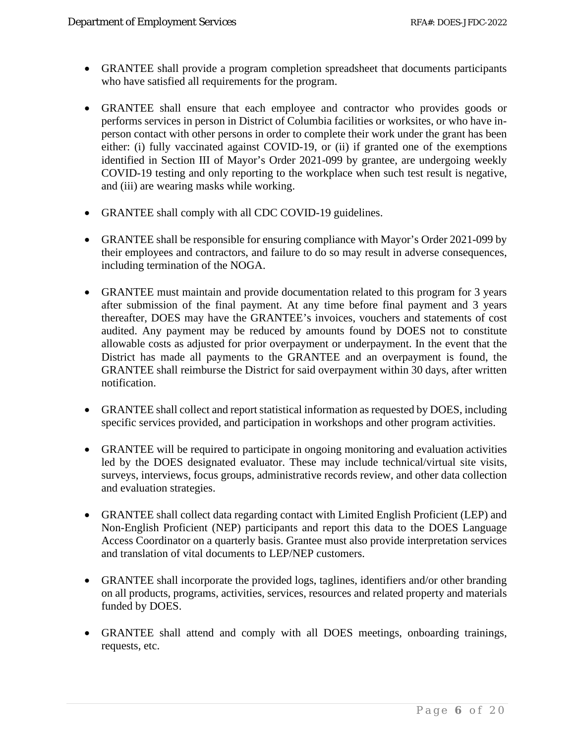- GRANTEE shall provide a program completion spreadsheet that documents participants who have satisfied all requirements for the program.

- GRANTEE shall ensure that each employee and contractor who provides goods or performs services in person in District of Columbia facilities or worksites, or who have in-person contact with other persons in order to complete their work under the grant has been either: (i) fully vaccinated against COVID-19, or (ii) if granted one of the exemptions identified in Section III of Mayor's Order 2021-099 by grantee, are undergoing weekly COVID-19 testing and only reporting to the workplace when such test result is negative, and (iii) are wearing masks while working.

- GRANTEE shall comply with all CDC COVID-19 guidelines.

- GRANTEE shall be responsible for ensuring compliance with Mayor's Order 2021-099 by their employees and contractors, and failure to do so may result in adverse consequences, including termination of the NOGA.

- GRANTEE must maintain and provide documentation related to this program for 3 years after submission of the final payment. At any time before final payment and 3 years thereafter, DOES may have the GRANTEE's invoices, vouchers and statements of cost audited. Any payment may be reduced by amounts found by DOES not to constitute allowable costs as adjusted for prior overpayment or underpayment. In the event that the District has made all payments to the GRANTEE and an overpayment is found, the GRANTEE shall reimburse the District for said overpayment within 30 days, after written notification.

- GRANTEE shall collect and report statistical information as requested by DOES, including specific services provided, and participation in workshops and other program activities.

- GRANTEE will be required to participate in ongoing monitoring and evaluation activities led by the DOES designated evaluator. These may include technical/virtual site visits, surveys, interviews, focus groups, administrative records review, and other data collection and evaluation strategies.

- GRANTEE shall collect data regarding contact with Limited English Proficient (LEP) and Non-English Proficient (NEP) participants and report this data to the DOES Language Access Coordinator on a quarterly basis. Grantee must also provide interpretation services and translation of vital documents to LEP/NEP customers.

- GRANTEE shall incorporate the provided logs, taglines, identifiers and/or other branding on all products, programs, activities, services, resources and related property and materials funded by DOES.

- GRANTEE shall attend and comply with all DOES meetings, onboarding trainings, requests, etc.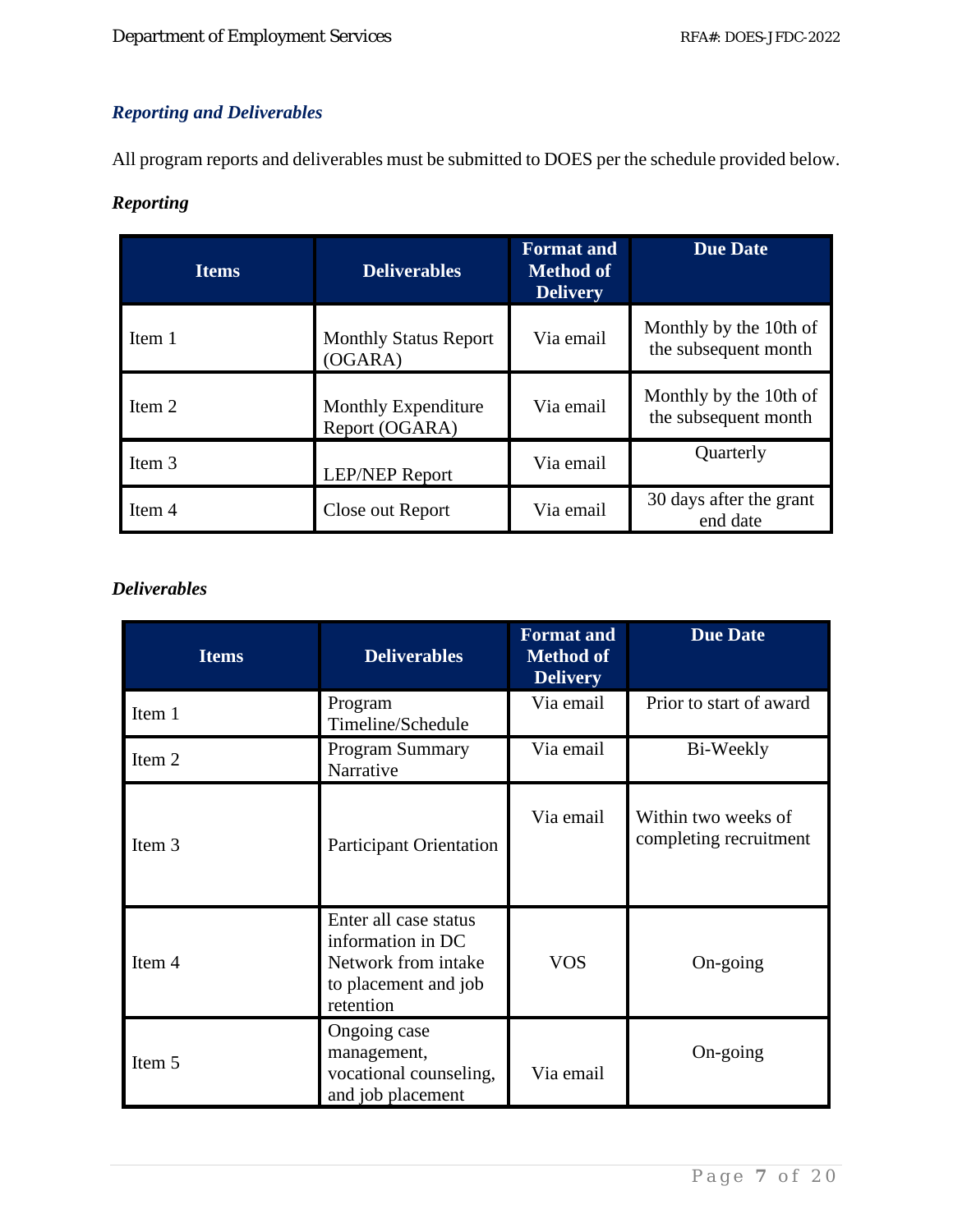### *Reporting and Deliverables*

All program reports and deliverables must be submitted to DOES per the schedule provided below.

***Reporting***

| Items | Deliverables | Format and Method of Delivery | Due Date |
|---|---|---|---|
| Item 1 | Monthly Status Report (OGARA) | Via email | Monthly by the 10th of the subsequent month |
| Item 2 | Monthly Expenditure Report (OGARA) | Via email | Monthly by the 10th of the subsequent month |
| Item 3 | LEP/NEP Report | Via email | Quarterly |
| Item 4 | Close out Report | Via email | 30 days after the grant end date |

***Deliverables***

| Items | Deliverables | Format and Method of Delivery | Due Date |
|---|---|---|---|
| Item 1 | Program Timeline/Schedule | Via email | Prior to start of award |
| Item 2 | Program Summary Narrative | Via email | Bi-Weekly |
| Item 3 | Participant Orientation | Via email | Within two weeks of completing recruitment |
| Item 4 | Enter all case status information in DC Network from intake to placement and job retention | VOS | On-going |
| Item 5 | Ongoing case management, vocational counseling, and job placement | Via email | On-going |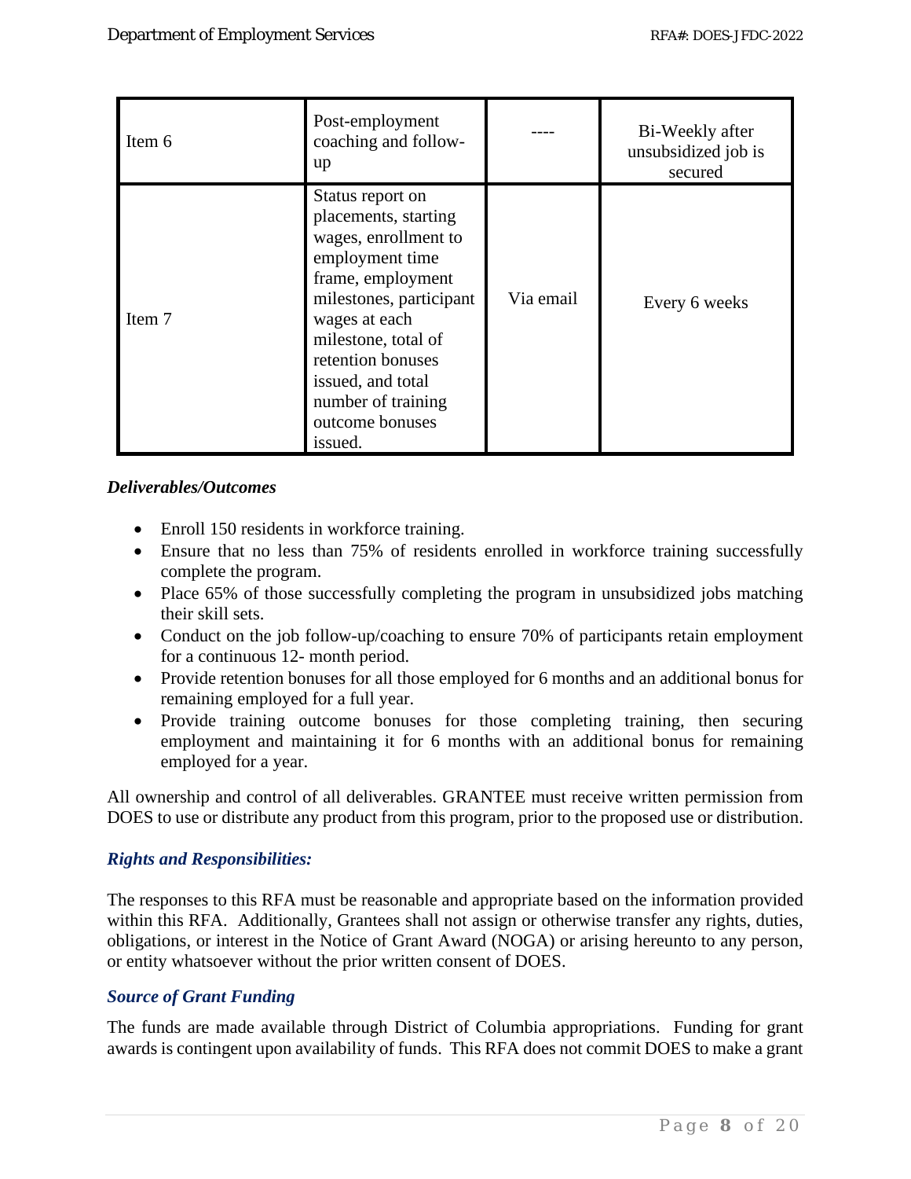| | | | |
|---|---|---|---|
| Item 6 | Post-employment coaching and follow-up | ---- | Bi-Weekly after unsubsidized job is secured |
| Item 7 | Status report on placements, starting wages, enrollment to employment time frame, employment milestones, participant wages at each milestone, total of retention bonuses issued, and total number of training outcome bonuses issued. | Via email | Every 6 weeks |

***Deliverables/Outcomes***

- Enroll 150 residents in workforce training.
- Ensure that no less than 75% of residents enrolled in workforce training successfully complete the program.
- Place 65% of those successfully completing the program in unsubsidized jobs matching their skill sets.
- Conduct on the job follow-up/coaching to ensure 70% of participants retain employment for a continuous 12- month period.
- Provide retention bonuses for all those employed for 6 months and an additional bonus for remaining employed for a full year.
- Provide training outcome bonuses for those completing training, then securing employment and maintaining it for 6 months with an additional bonus for remaining employed for a year.

All ownership and control of all deliverables. GRANTEE must receive written permission from DOES to use or distribute any product from this program, prior to the proposed use or distribution.

***Rights and Responsibilities:***

The responses to this RFA must be reasonable and appropriate based on the information provided within this RFA. Additionally, Grantees shall not assign or otherwise transfer any rights, duties, obligations, or interest in the Notice of Grant Award (NOGA) or arising hereunto to any person, or entity whatsoever without the prior written consent of DOES.

***Source of Grant Funding***

The funds are made available through District of Columbia appropriations. Funding for grant awards is contingent upon availability of funds. This RFA does not commit DOES to make a grant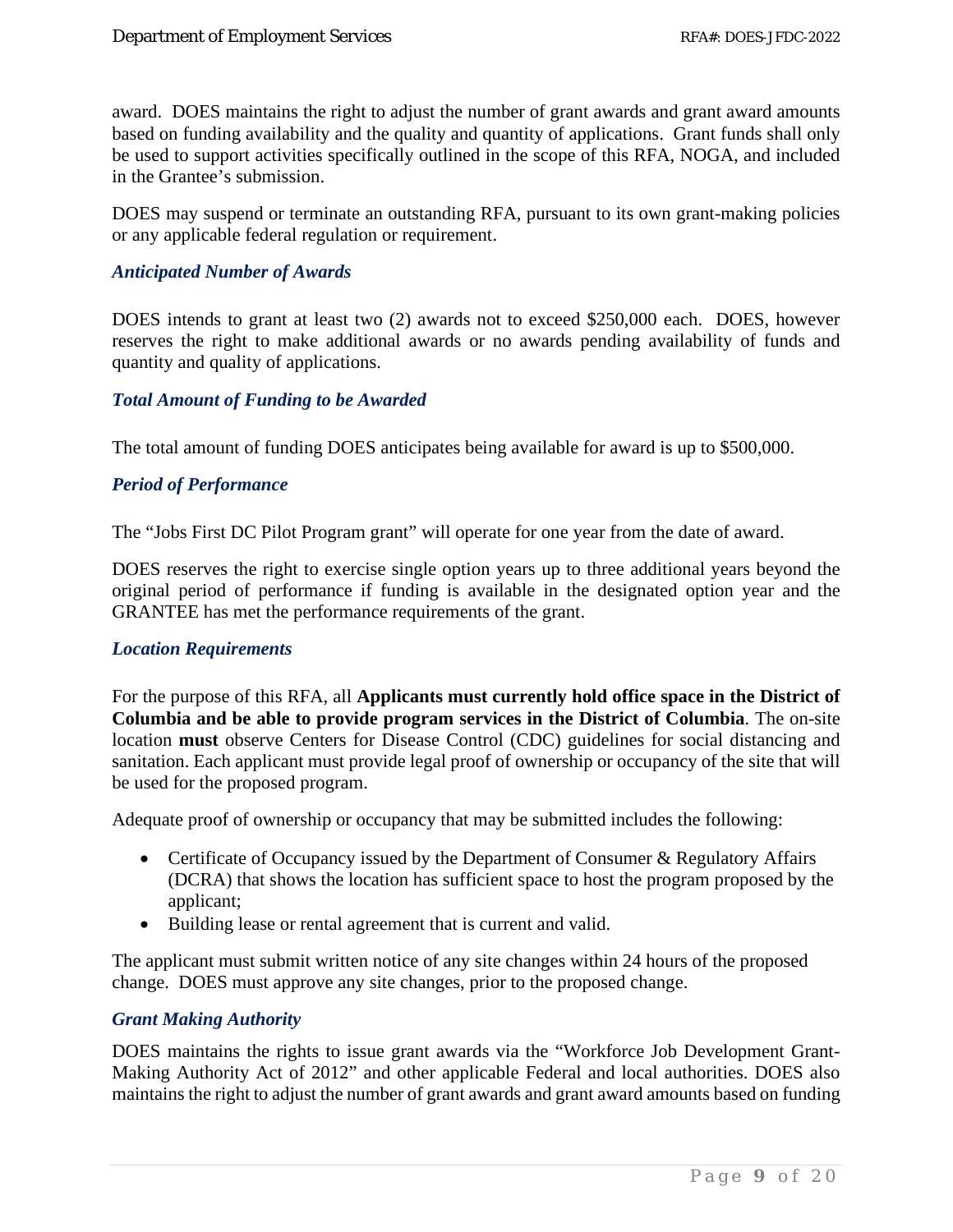award. DOES maintains the right to adjust the number of grant awards and grant award amounts based on funding availability and the quality and quantity of applications. Grant funds shall only be used to support activities specifically outlined in the scope of this RFA, NOGA, and included in the Grantee's submission.

DOES may suspend or terminate an outstanding RFA, pursuant to its own grant-making policies or any applicable federal regulation or requirement.

### *Anticipated Number of Awards*

DOES intends to grant at least two (2) awards not to exceed $250,000 each. DOES, however reserves the right to make additional awards or no awards pending availability of funds and quantity and quality of applications.

### *Total Amount of Funding to be Awarded*

The total amount of funding DOES anticipates being available for award is up to $500,000.

### *Period of Performance*

The "Jobs First DC Pilot Program grant" will operate for one year from the date of award.

DOES reserves the right to exercise single option years up to three additional years beyond the original period of performance if funding is available in the designated option year and the GRANTEE has met the performance requirements of the grant.

### *Location Requirements*

For the purpose of this RFA, all **Applicants must currently hold office space in the District of Columbia and be able to provide program services in the District of Columbia**. The on-site location **must** observe Centers for Disease Control (CDC) guidelines for social distancing and sanitation. Each applicant must provide legal proof of ownership or occupancy of the site that will be used for the proposed program.

Adequate proof of ownership or occupancy that may be submitted includes the following:

- Certificate of Occupancy issued by the Department of Consumer & Regulatory Affairs (DCRA) that shows the location has sufficient space to host the program proposed by the applicant;
- Building lease or rental agreement that is current and valid.

The applicant must submit written notice of any site changes within 24 hours of the proposed change. DOES must approve any site changes, prior to the proposed change.

### *Grant Making Authority*

DOES maintains the rights to issue grant awards via the "Workforce Job Development Grant-Making Authority Act of 2012" and other applicable Federal and local authorities. DOES also maintains the right to adjust the number of grant awards and grant award amounts based on funding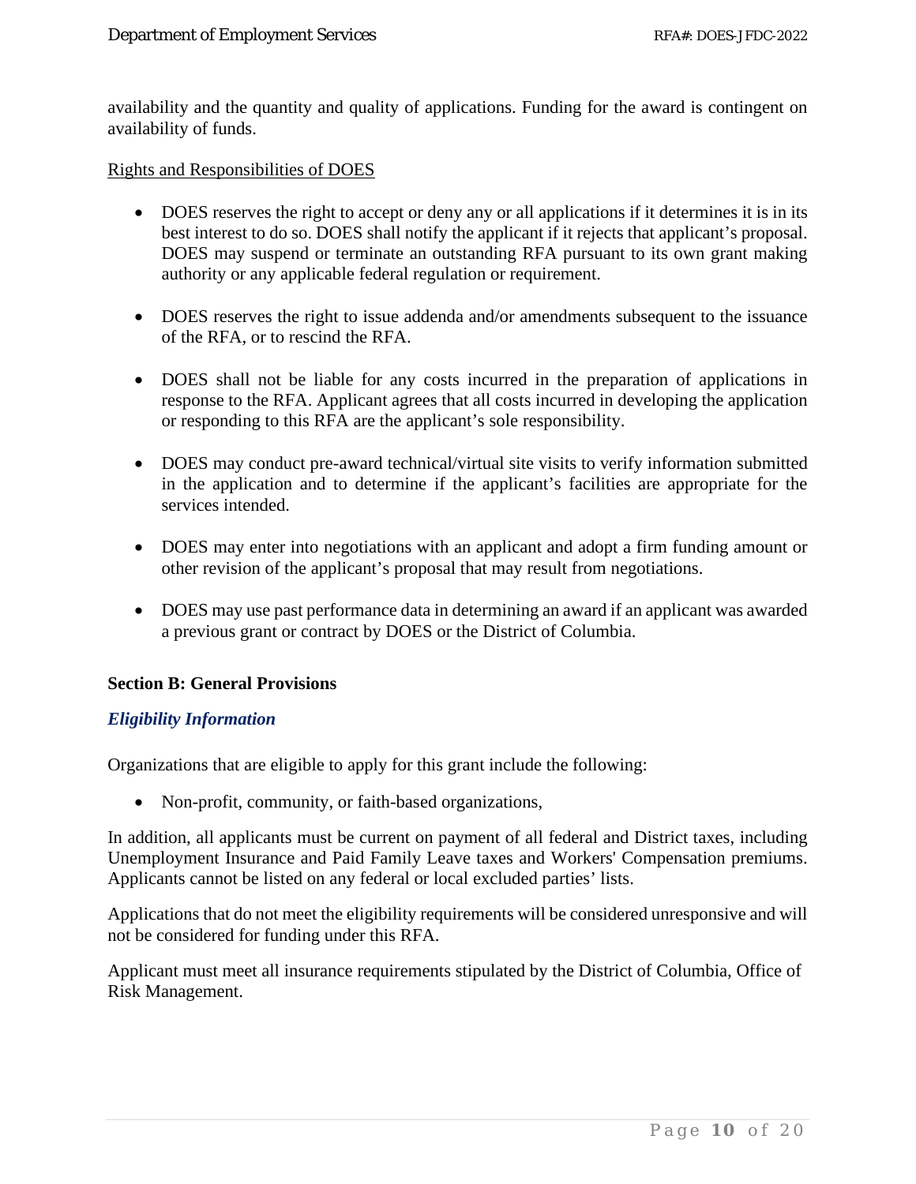availability and the quantity and quality of applications. Funding for the award is contingent on availability of funds.

<u>Rights and Responsibilities of DOES</u>

- DOES reserves the right to accept or deny any or all applications if it determines it is in its best interest to do so. DOES shall notify the applicant if it rejects that applicant's proposal. DOES may suspend or terminate an outstanding RFA pursuant to its own grant making authority or any applicable federal regulation or requirement.

- DOES reserves the right to issue addenda and/or amendments subsequent to the issuance of the RFA, or to rescind the RFA.

- DOES shall not be liable for any costs incurred in the preparation of applications in response to the RFA. Applicant agrees that all costs incurred in developing the application or responding to this RFA are the applicant's sole responsibility.

- DOES may conduct pre-award technical/virtual site visits to verify information submitted in the application and to determine if the applicant's facilities are appropriate for the services intended.

- DOES may enter into negotiations with an applicant and adopt a firm funding amount or other revision of the applicant's proposal that may result from negotiations.

- DOES may use past performance data in determining an award if an applicant was awarded a previous grant or contract by DOES or the District of Columbia.

## Section B: General Provisions

### *Eligibility Information*

Organizations that are eligible to apply for this grant include the following:

- Non-profit, community, or faith-based organizations,

In addition, all applicants must be current on payment of all federal and District taxes, including Unemployment Insurance and Paid Family Leave taxes and Workers' Compensation premiums. Applicants cannot be listed on any federal or local excluded parties' lists.

Applications that do not meet the eligibility requirements will be considered unresponsive and will not be considered for funding under this RFA.

Applicant must meet all insurance requirements stipulated by the District of Columbia, Office of Risk Management.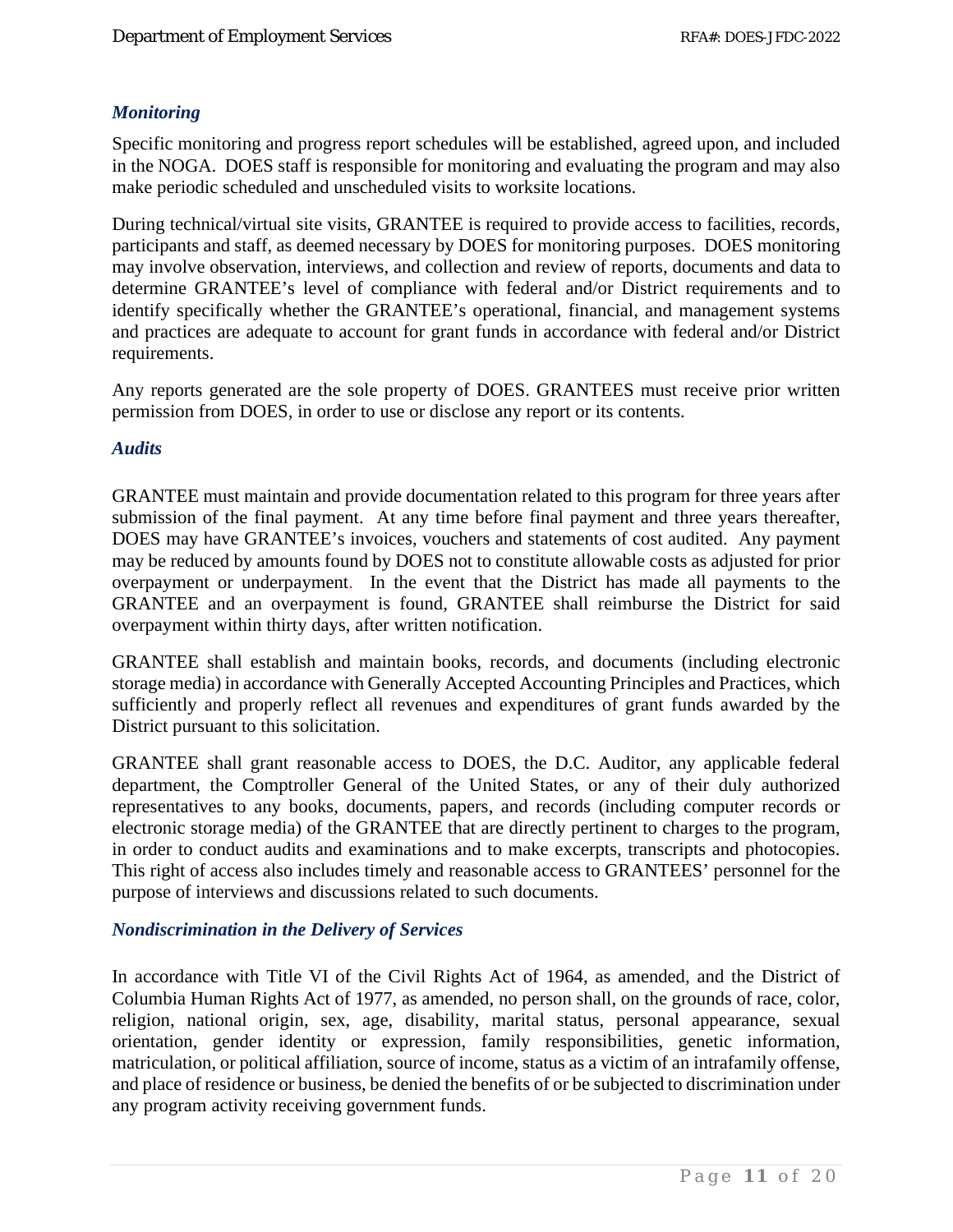### *Monitoring*

Specific monitoring and progress report schedules will be established, agreed upon, and included in the NOGA. DOES staff is responsible for monitoring and evaluating the program and may also make periodic scheduled and unscheduled visits to worksite locations.

During technical/virtual site visits, GRANTEE is required to provide access to facilities, records, participants and staff, as deemed necessary by DOES for monitoring purposes. DOES monitoring may involve observation, interviews, and collection and review of reports, documents and data to determine GRANTEE's level of compliance with federal and/or District requirements and to identify specifically whether the GRANTEE's operational, financial, and management systems and practices are adequate to account for grant funds in accordance with federal and/or District requirements.

Any reports generated are the sole property of DOES. GRANTEES must receive prior written permission from DOES, in order to use or disclose any report or its contents.

### *Audits*

GRANTEE must maintain and provide documentation related to this program for three years after submission of the final payment. At any time before final payment and three years thereafter, DOES may have GRANTEE's invoices, vouchers and statements of cost audited. Any payment may be reduced by amounts found by DOES not to constitute allowable costs as adjusted for prior overpayment or underpayment. In the event that the District has made all payments to the GRANTEE and an overpayment is found, GRANTEE shall reimburse the District for said overpayment within thirty days, after written notification.

GRANTEE shall establish and maintain books, records, and documents (including electronic storage media) in accordance with Generally Accepted Accounting Principles and Practices, which sufficiently and properly reflect all revenues and expenditures of grant funds awarded by the District pursuant to this solicitation.

GRANTEE shall grant reasonable access to DOES, the D.C. Auditor, any applicable federal department, the Comptroller General of the United States, or any of their duly authorized representatives to any books, documents, papers, and records (including computer records or electronic storage media) of the GRANTEE that are directly pertinent to charges to the program, in order to conduct audits and examinations and to make excerpts, transcripts and photocopies. This right of access also includes timely and reasonable access to GRANTEES' personnel for the purpose of interviews and discussions related to such documents.

### *Nondiscrimination in the Delivery of Services*

In accordance with Title VI of the Civil Rights Act of 1964, as amended, and the District of Columbia Human Rights Act of 1977, as amended, no person shall, on the grounds of race, color, religion, national origin, sex, age, disability, marital status, personal appearance, sexual orientation, gender identity or expression, family responsibilities, genetic information, matriculation, or political affiliation, source of income, status as a victim of an intrafamily offense, and place of residence or business, be denied the benefits of or be subjected to discrimination under any program activity receiving government funds.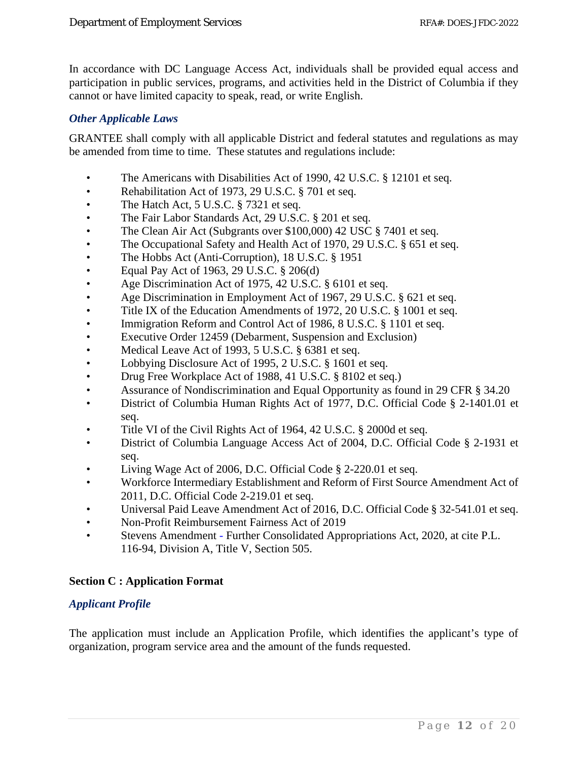In accordance with DC Language Access Act, individuals shall be provided equal access and participation in public services, programs, and activities held in the District of Columbia if they cannot or have limited capacity to speak, read, or write English.

### *Other Applicable Laws*

GRANTEE shall comply with all applicable District and federal statutes and regulations as may be amended from time to time. These statutes and regulations include:

- The Americans with Disabilities Act of 1990, 42 U.S.C. § 12101 et seq.
- Rehabilitation Act of 1973, 29 U.S.C. § 701 et seq.
- The Hatch Act, 5 U.S.C. § 7321 et seq.
- The Fair Labor Standards Act, 29 U.S.C. § 201 et seq.
- The Clean Air Act (Subgrants over $100,000) 42 USC § 7401 et seq.
- The Occupational Safety and Health Act of 1970, 29 U.S.C. § 651 et seq.
- The Hobbs Act (Anti-Corruption), 18 U.S.C. § 1951
- Equal Pay Act of 1963, 29 U.S.C. § 206(d)
- Age Discrimination Act of 1975, 42 U.S.C. § 6101 et seq.
- Age Discrimination in Employment Act of 1967, 29 U.S.C. § 621 et seq.
- Title IX of the Education Amendments of 1972, 20 U.S.C. § 1001 et seq.
- Immigration Reform and Control Act of 1986, 8 U.S.C. § 1101 et seq.
- Executive Order 12459 (Debarment, Suspension and Exclusion)
- Medical Leave Act of 1993, 5 U.S.C. § 6381 et seq.
- Lobbying Disclosure Act of 1995, 2 U.S.C. § 1601 et seq.
- Drug Free Workplace Act of 1988, 41 U.S.C. § 8102 et seq.)
- Assurance of Nondiscrimination and Equal Opportunity as found in 29 CFR § 34.20
- District of Columbia Human Rights Act of 1977, D.C. Official Code § 2-1401.01 et seq.
- Title VI of the Civil Rights Act of 1964, 42 U.S.C. § 2000d et seq.
- District of Columbia Language Access Act of 2004, D.C. Official Code § 2-1931 et seq.
- Living Wage Act of 2006, D.C. Official Code § 2-220.01 et seq.
- Workforce Intermediary Establishment and Reform of First Source Amendment Act of 2011, D.C. Official Code 2-219.01 et seq.
- Universal Paid Leave Amendment Act of 2016, D.C. Official Code § 32-541.01 et seq.
- Non-Profit Reimbursement Fairness Act of 2019
- Stevens Amendment - Further Consolidated Appropriations Act, 2020, at cite P.L. 116-94, Division A, Title V, Section 505.

## Section C : Application Format

### *Applicant Profile*

The application must include an Application Profile, which identifies the applicant's type of organization, program service area and the amount of the funds requested.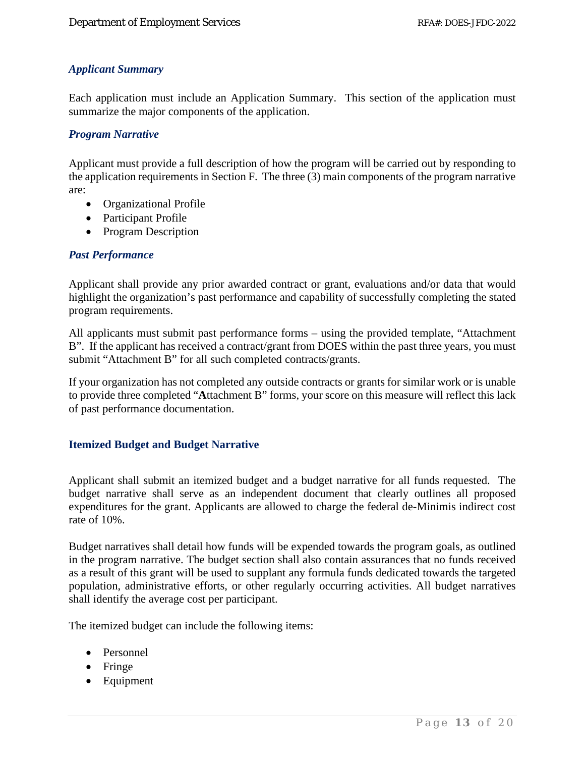### *Applicant Summary*

Each application must include an Application Summary. This section of the application must summarize the major components of the application.

### *Program Narrative*

Applicant must provide a full description of how the program will be carried out by responding to the application requirements in Section F. The three (3) main components of the program narrative are:

- Organizational Profile
- Participant Profile
- Program Description

### *Past Performance*

Applicant shall provide any prior awarded contract or grant, evaluations and/or data that would highlight the organization's past performance and capability of successfully completing the stated program requirements.

All applicants must submit past performance forms – using the provided template, "Attachment B". If the applicant has received a contract/grant from DOES within the past three years, you must submit "Attachment B" for all such completed contracts/grants.

If your organization has not completed any outside contracts or grants for similar work or is unable to provide three completed "**A**ttachment B" forms, your score on this measure will reflect this lack of past performance documentation.

### Itemized Budget and Budget Narrative

Applicant shall submit an itemized budget and a budget narrative for all funds requested. The budget narrative shall serve as an independent document that clearly outlines all proposed expenditures for the grant. Applicants are allowed to charge the federal de-Minimis indirect cost rate of 10%.

Budget narratives shall detail how funds will be expended towards the program goals, as outlined in the program narrative. The budget section shall also contain assurances that no funds received as a result of this grant will be used to supplant any formula funds dedicated towards the targeted population, administrative efforts, or other regularly occurring activities. All budget narratives shall identify the average cost per participant.

The itemized budget can include the following items:

- Personnel
- Fringe
- Equipment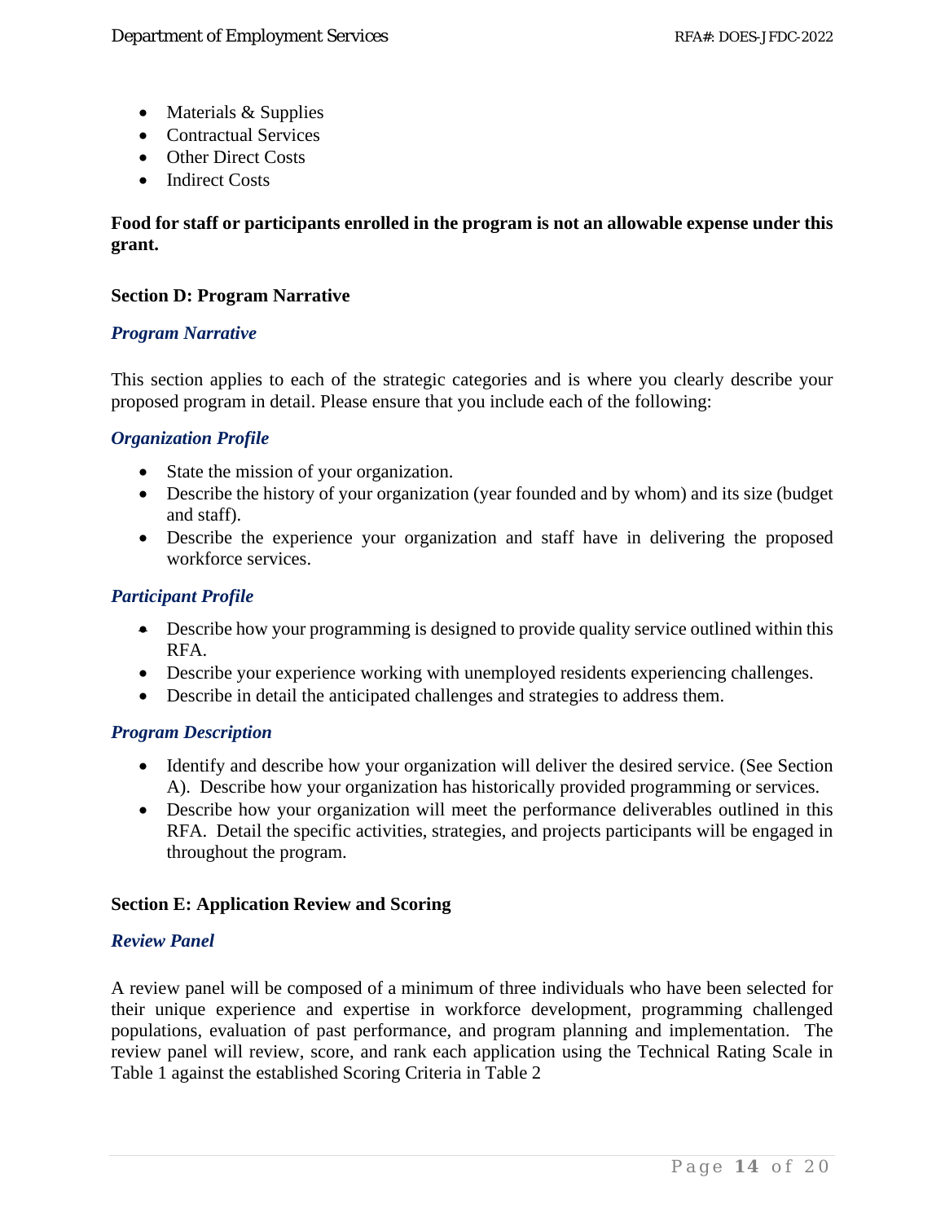- Materials & Supplies
- Contractual Services
- Other Direct Costs
- Indirect Costs

**Food for staff or participants enrolled in the program is not an allowable expense under this grant.**

## Section D: Program Narrative

### *Program Narrative*

This section applies to each of the strategic categories and is where you clearly describe your proposed program in detail. Please ensure that you include each of the following:

### *Organization Profile*

- State the mission of your organization.
- Describe the history of your organization (year founded and by whom) and its size (budget and staff).
- Describe the experience your organization and staff have in delivering the proposed workforce services.

### *Participant Profile*

- Describe how your programming is designed to provide quality service outlined within this RFA.
- Describe your experience working with unemployed residents experiencing challenges.
- Describe in detail the anticipated challenges and strategies to address them.

### *Program Description*

- Identify and describe how your organization will deliver the desired service. (See Section A). Describe how your organization has historically provided programming or services.
- Describe how your organization will meet the performance deliverables outlined in this RFA. Detail the specific activities, strategies, and projects participants will be engaged in throughout the program.

## Section E: Application Review and Scoring

### *Review Panel*

A review panel will be composed of a minimum of three individuals who have been selected for their unique experience and expertise in workforce development, programming challenged populations, evaluation of past performance, and program planning and implementation. The review panel will review, score, and rank each application using the Technical Rating Scale in Table 1 against the established Scoring Criteria in Table 2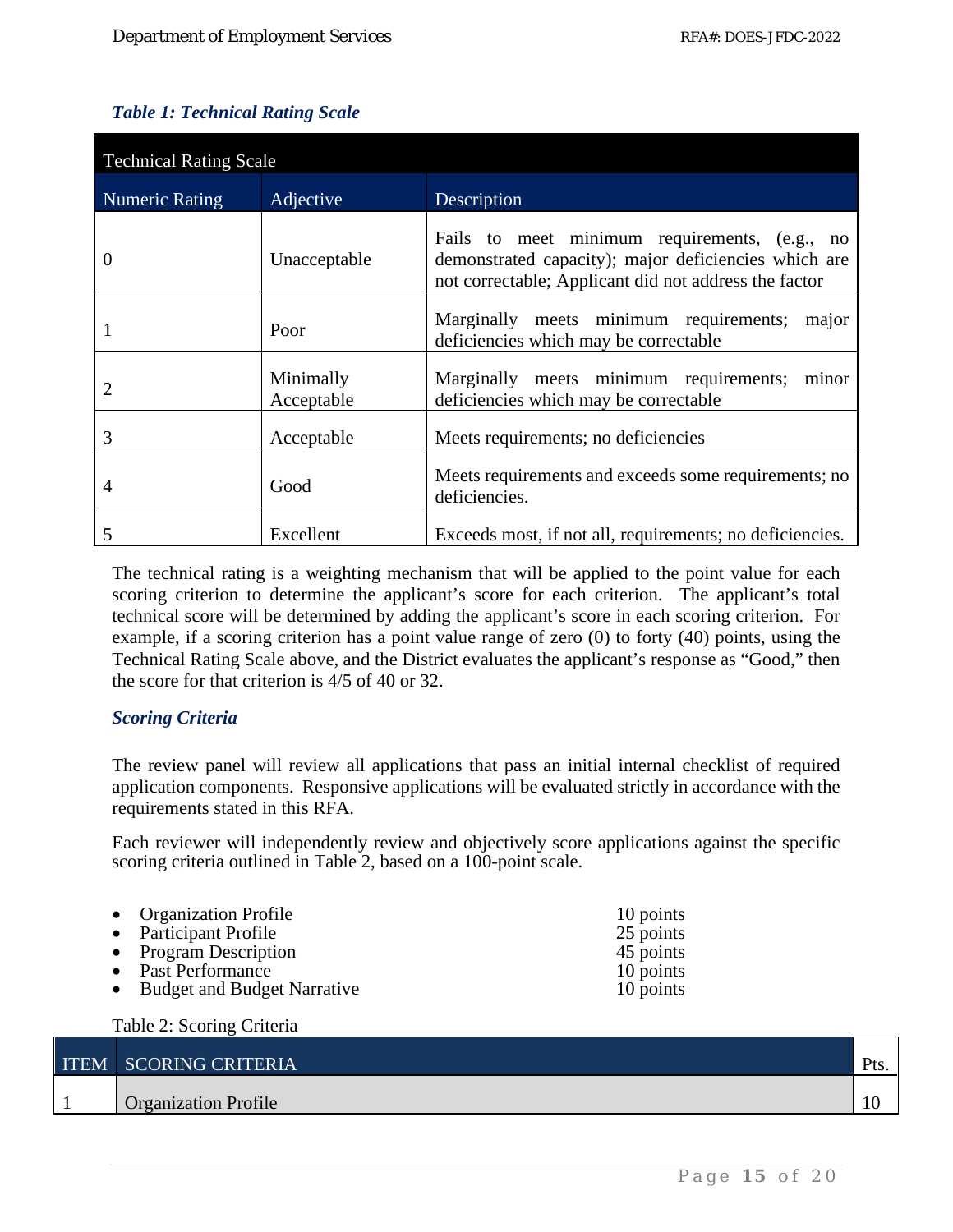### *Table 1: Technical Rating Scale*

| Technical Rating Scale | | |
|---|---|---|
| Numeric Rating | Adjective | Description |
| 0 | Unacceptable | Fails to meet minimum requirements, (e.g., no demonstrated capacity); major deficiencies which are not correctable; Applicant did not address the factor |
| 1 | Poor | Marginally meets minimum requirements; major deficiencies which may be correctable |
| 2 | Minimally Acceptable | Marginally meets minimum requirements; minor deficiencies which may be correctable |
| 3 | Acceptable | Meets requirements; no deficiencies |
| 4 | Good | Meets requirements and exceeds some requirements; no deficiencies. |
| 5 | Excellent | Exceeds most, if not all, requirements; no deficiencies. |

The technical rating is a weighting mechanism that will be applied to the point value for each scoring criterion to determine the applicant's score for each criterion. The applicant's total technical score will be determined by adding the applicant's score in each scoring criterion. For example, if a scoring criterion has a point value range of zero (0) to forty (40) points, using the Technical Rating Scale above, and the District evaluates the applicant's response as "Good," then the score for that criterion is 4/5 of 40 or 32.

### *Scoring Criteria*

The review panel will review all applications that pass an initial internal checklist of required application components. Responsive applications will be evaluated strictly in accordance with the requirements stated in this RFA.

Each reviewer will independently review and objectively score applications against the specific scoring criteria outlined in Table 2, based on a 100-point scale.

- Organization Profile — 10 points
- Participant Profile — 25 points
- Program Description — 45 points
- Past Performance — 10 points
- Budget and Budget Narrative — 10 points

Table 2: Scoring Criteria

| ITEM | SCORING CRITERIA | Pts. |
|---|---|---|
| 1 | Organization Profile | 10 |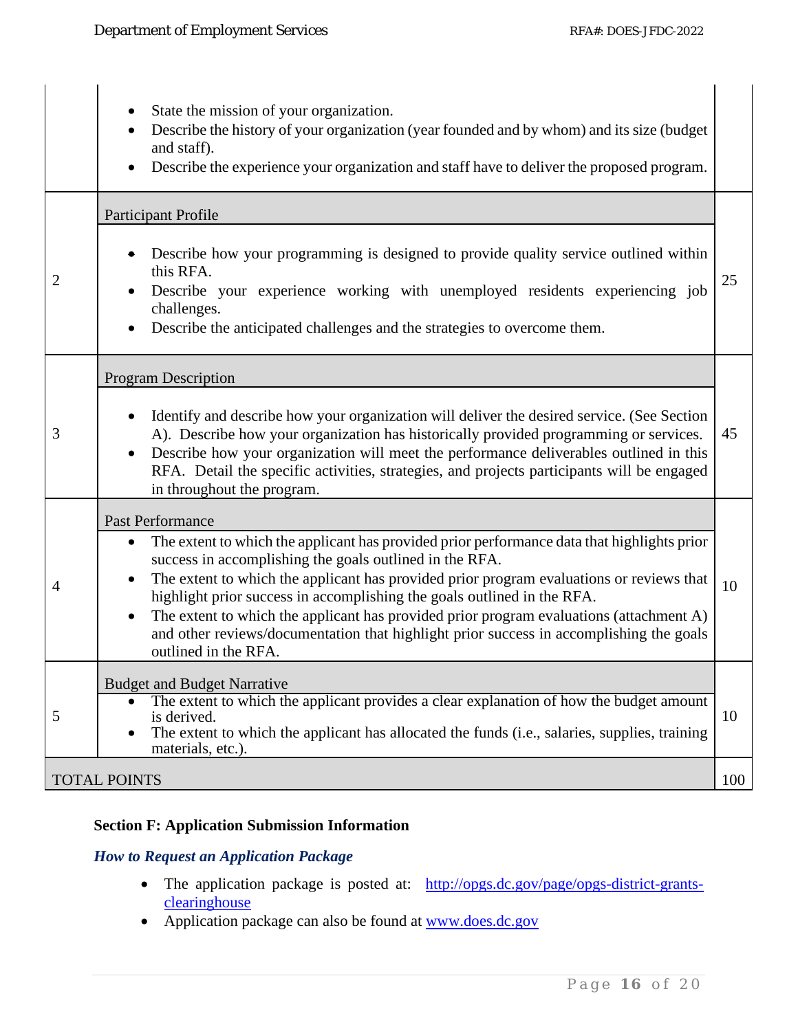| | | |
|---|---|---|
| | • State the mission of your organization.<br>• Describe the history of your organization (year founded and by whom) and its size (budget and staff).<br>• Describe the experience your organization and staff have to deliver the proposed program. | |
| 2 | Participant Profile<br><br>• Describe how your programming is designed to provide quality service outlined within this RFA.<br>• Describe your experience working with unemployed residents experiencing job challenges.<br>• Describe the anticipated challenges and the strategies to overcome them. | 25 |
| 3 | Program Description<br><br>• Identify and describe how your organization will deliver the desired service. (See Section A). Describe how your organization has historically provided programming or services.<br>• Describe how your organization will meet the performance deliverables outlined in this RFA. Detail the specific activities, strategies, and projects participants will be engaged in throughout the program. | 45 |
| 4 | Past Performance<br><br>• The extent to which the applicant has provided prior performance data that highlights prior success in accomplishing the goals outlined in the RFA.<br>• The extent to which the applicant has provided prior program evaluations or reviews that highlight prior success in accomplishing the goals outlined in the RFA.<br>• The extent to which the applicant has provided prior program evaluations (attachment A) and other reviews/documentation that highlight prior success in accomplishing the goals outlined in the RFA. | 10 |
| 5 | Budget and Budget Narrative<br><br>• The extent to which the applicant provides a clear explanation of how the budget amount is derived.<br>• The extent to which the applicant has allocated the funds (i.e., salaries, supplies, training materials, etc.). | 10 |
| TOTAL POINTS | | 100 |

**Section F: Application Submission Information**

***How to Request an Application Package***

- The application package is posted at: http://opgs.dc.gov/page/opgs-district-grants-clearinghouse
- Application package can also be found at www.does.dc.gov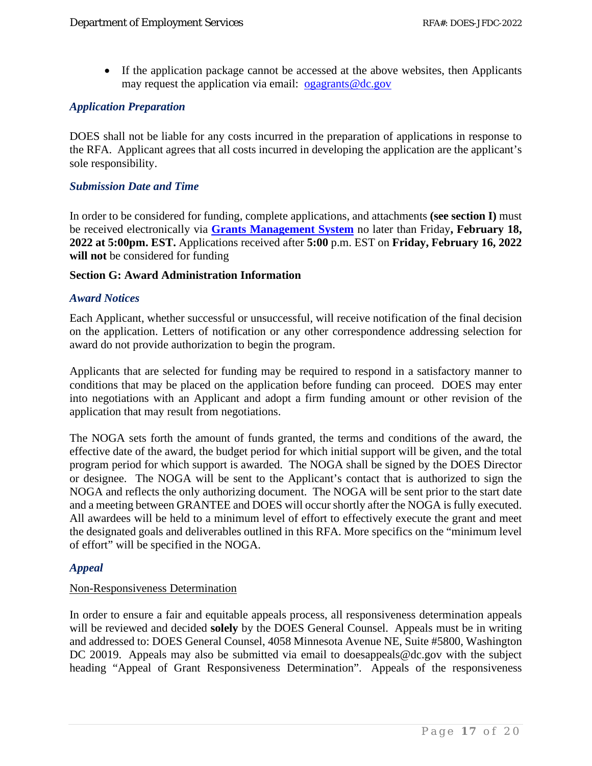- If the application package cannot be accessed at the above websites, then Applicants may request the application via email: [ogagrants@dc.gov](mailto:ogagrants@dc.gov)

### *Application Preparation*

DOES shall not be liable for any costs incurred in the preparation of applications in response to the RFA. Applicant agrees that all costs incurred in developing the application are the applicant's sole responsibility.

### *Submission Date and Time*

In order to be considered for funding, complete applications, and attachments **(see section I)** must be received electronically via **[Grants Management System]()** no later than Friday**, February 18, 2022 at 5:00pm. EST.** Applications received after **5:00** p.m. EST on **Friday, February 16, 2022 will not** be considered for funding

## Section G: Award Administration Information

### *Award Notices*

Each Applicant, whether successful or unsuccessful, will receive notification of the final decision on the application. Letters of notification or any other correspondence addressing selection for award do not provide authorization to begin the program.

Applicants that are selected for funding may be required to respond in a satisfactory manner to conditions that may be placed on the application before funding can proceed. DOES may enter into negotiations with an Applicant and adopt a firm funding amount or other revision of the application that may result from negotiations.

The NOGA sets forth the amount of funds granted, the terms and conditions of the award, the effective date of the award, the budget period for which initial support will be given, and the total program period for which support is awarded. The NOGA shall be signed by the DOES Director or designee. The NOGA will be sent to the Applicant's contact that is authorized to sign the NOGA and reflects the only authorizing document. The NOGA will be sent prior to the start date and a meeting between GRANTEE and DOES will occur shortly after the NOGA is fully executed. All awardees will be held to a minimum level of effort to effectively execute the grant and meet the designated goals and deliverables outlined in this RFA. More specifics on the "minimum level of effort" will be specified in the NOGA.

### *Appeal*

<u>Non-Responsiveness Determination</u>

In order to ensure a fair and equitable appeals process, all responsiveness determination appeals will be reviewed and decided **solely** by the DOES General Counsel. Appeals must be in writing and addressed to: DOES General Counsel, 4058 Minnesota Avenue NE, Suite #5800, Washington DC 20019. Appeals may also be submitted via email to doesappeals@dc.gov with the subject heading "Appeal of Grant Responsiveness Determination". Appeals of the responsiveness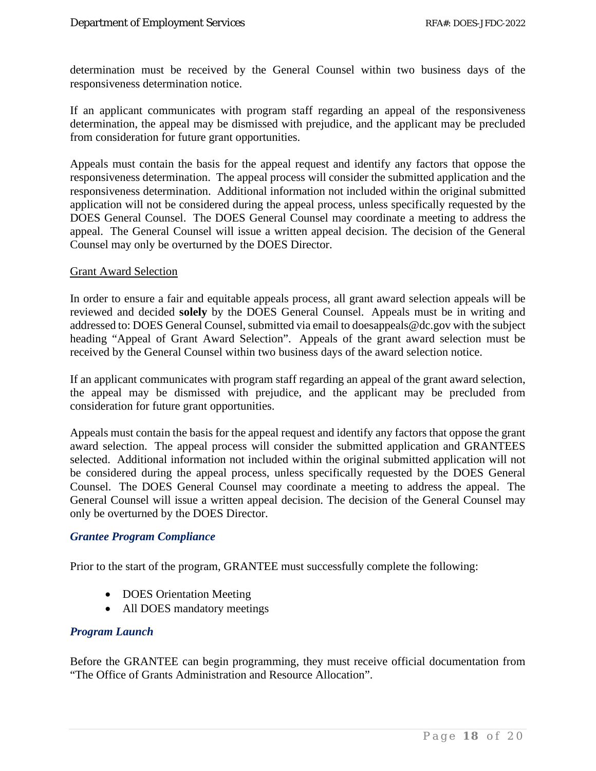determination must be received by the General Counsel within two business days of the responsiveness determination notice.

If an applicant communicates with program staff regarding an appeal of the responsiveness determination, the appeal may be dismissed with prejudice, and the applicant may be precluded from consideration for future grant opportunities.

Appeals must contain the basis for the appeal request and identify any factors that oppose the responsiveness determination. The appeal process will consider the submitted application and the responsiveness determination. Additional information not included within the original submitted application will not be considered during the appeal process, unless specifically requested by the DOES General Counsel. The DOES General Counsel may coordinate a meeting to address the appeal. The General Counsel will issue a written appeal decision. The decision of the General Counsel may only be overturned by the DOES Director.

Grant Award Selection

In order to ensure a fair and equitable appeals process, all grant award selection appeals will be reviewed and decided **solely** by the DOES General Counsel. Appeals must be in writing and addressed to: DOES General Counsel, submitted via email to doesappeals@dc.gov with the subject heading "Appeal of Grant Award Selection". Appeals of the grant award selection must be received by the General Counsel within two business days of the award selection notice.

If an applicant communicates with program staff regarding an appeal of the grant award selection, the appeal may be dismissed with prejudice, and the applicant may be precluded from consideration for future grant opportunities.

Appeals must contain the basis for the appeal request and identify any factors that oppose the grant award selection. The appeal process will consider the submitted application and GRANTEES selected. Additional information not included within the original submitted application will not be considered during the appeal process, unless specifically requested by the DOES General Counsel. The DOES General Counsel may coordinate a meeting to address the appeal. The General Counsel will issue a written appeal decision. The decision of the General Counsel may only be overturned by the DOES Director.

### *Grantee Program Compliance*

Prior to the start of the program, GRANTEE must successfully complete the following:

- DOES Orientation Meeting
- All DOES mandatory meetings

### *Program Launch*

Before the GRANTEE can begin programming, they must receive official documentation from "The Office of Grants Administration and Resource Allocation".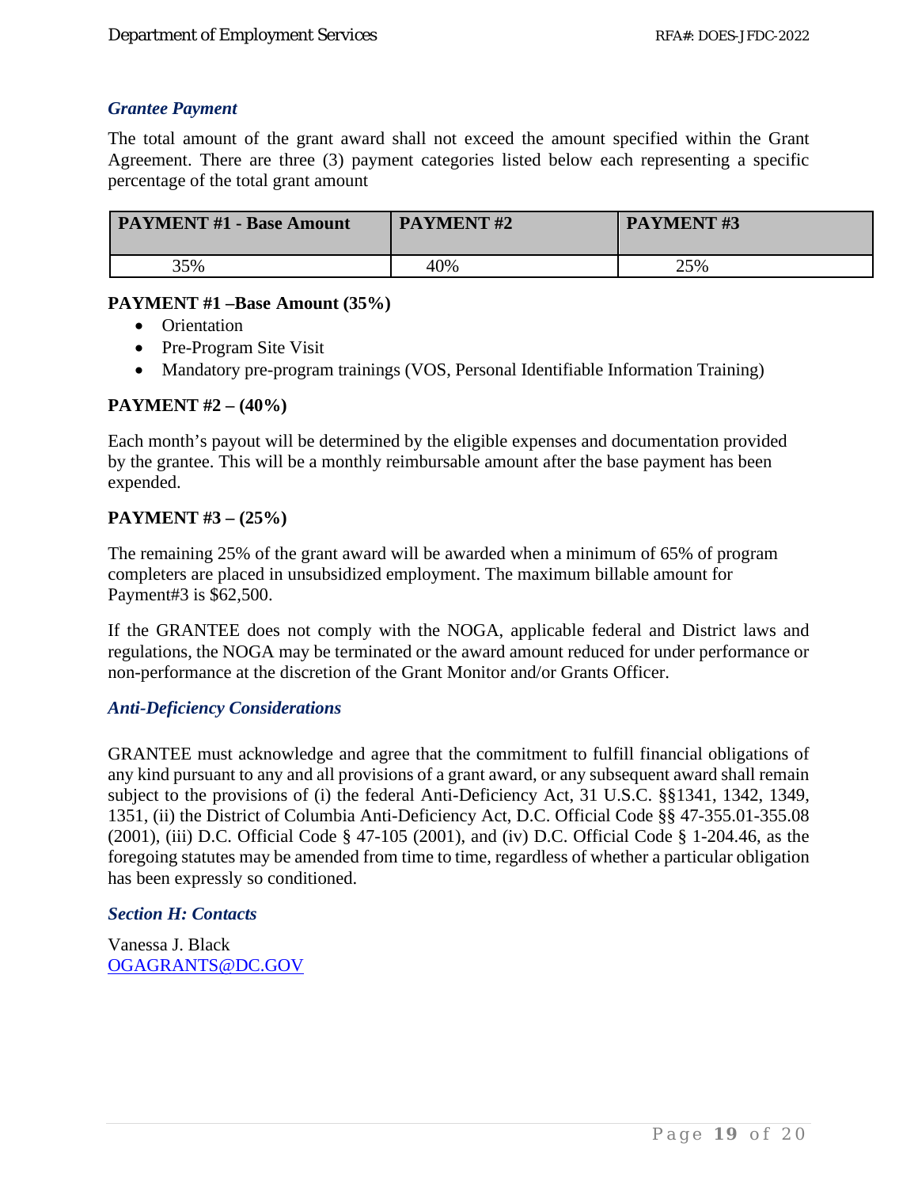### *Grantee Payment*

The total amount of the grant award shall not exceed the amount specified within the Grant Agreement. There are three (3) payment categories listed below each representing a specific percentage of the total grant amount

| PAYMENT #1 - Base Amount | PAYMENT #2 | PAYMENT #3 |
|---|---|---|
| 35% | 40% | 25% |

**PAYMENT #1 –Base Amount (35%)**

- Orientation
- Pre-Program Site Visit
- Mandatory pre-program trainings (VOS, Personal Identifiable Information Training)

**PAYMENT #2 – (40%)**

Each month's payout will be determined by the eligible expenses and documentation provided by the grantee. This will be a monthly reimbursable amount after the base payment has been expended.

**PAYMENT #3 – (25%)**

The remaining 25% of the grant award will be awarded when a minimum of 65% of program completers are placed in unsubsidized employment. The maximum billable amount for Payment#3 is $62,500.

If the GRANTEE does not comply with the NOGA, applicable federal and District laws and regulations, the NOGA may be terminated or the award amount reduced for under performance or non-performance at the discretion of the Grant Monitor and/or Grants Officer.

### *Anti-Deficiency Considerations*

GRANTEE must acknowledge and agree that the commitment to fulfill financial obligations of any kind pursuant to any and all provisions of a grant award, or any subsequent award shall remain subject to the provisions of (i) the federal Anti-Deficiency Act, 31 U.S.C. §§1341, 1342, 1349, 1351, (ii) the District of Columbia Anti-Deficiency Act, D.C. Official Code §§ 47-355.01-355.08 (2001), (iii) D.C. Official Code § 47-105 (2001), and (iv) D.C. Official Code § 1-204.46, as the foregoing statutes may be amended from time to time, regardless of whether a particular obligation has been expressly so conditioned.

### *Section H: Contacts*

Vanessa J. Black
OGAGRANTS@DC.GOV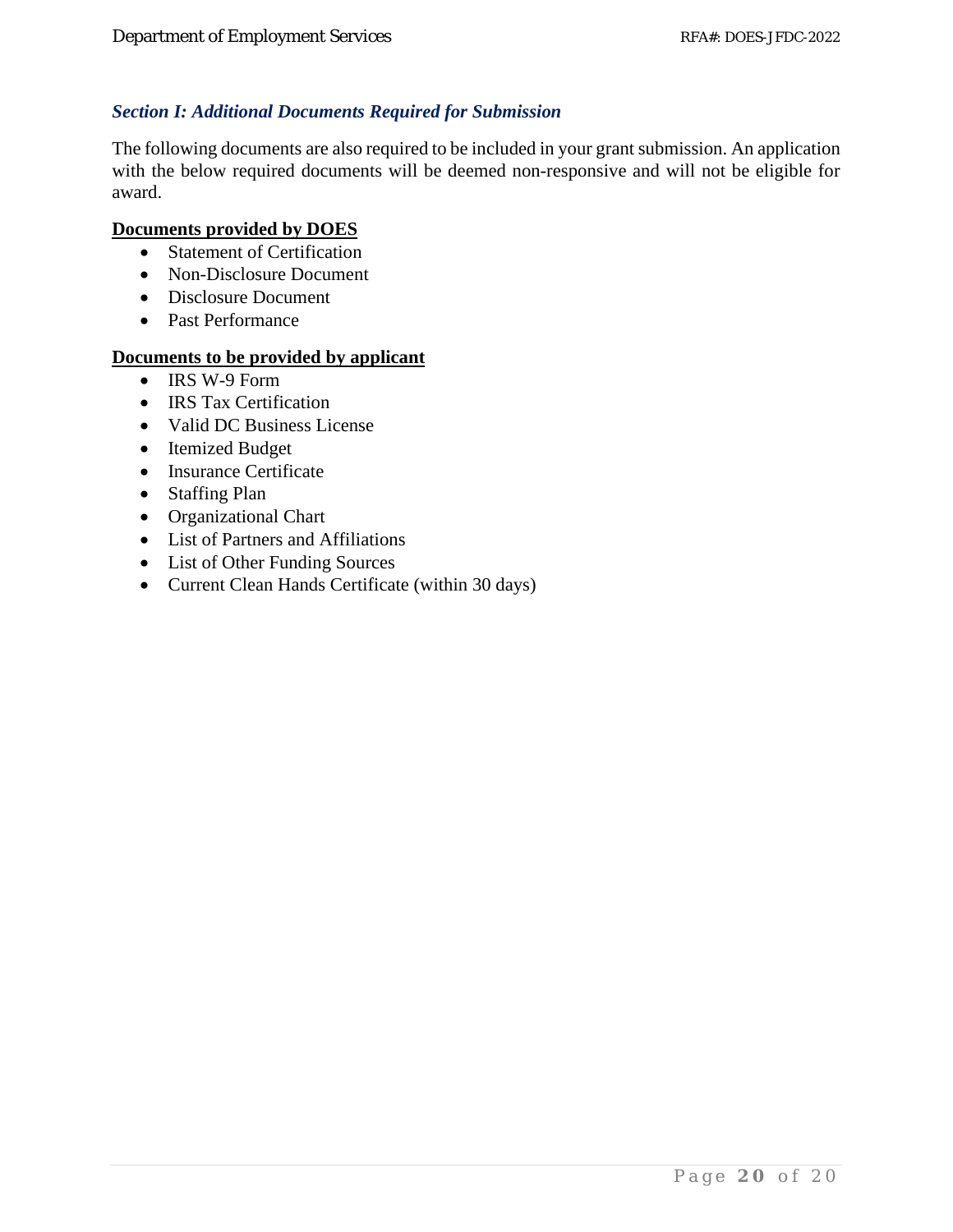### *Section I: Additional Documents Required for Submission*

The following documents are also required to be included in your grant submission. An application with the below required documents will be deemed non-responsive and will not be eligible for award.

**Documents provided by DOES**

- Statement of Certification
- Non-Disclosure Document
- Disclosure Document
- Past Performance

**Documents to be provided by applicant**

- IRS W-9 Form
- IRS Tax Certification
- Valid DC Business License
- Itemized Budget
- Insurance Certificate
- Staffing Plan
- Organizational Chart
- List of Partners and Affiliations
- List of Other Funding Sources
- Current Clean Hands Certificate (within 30 days)